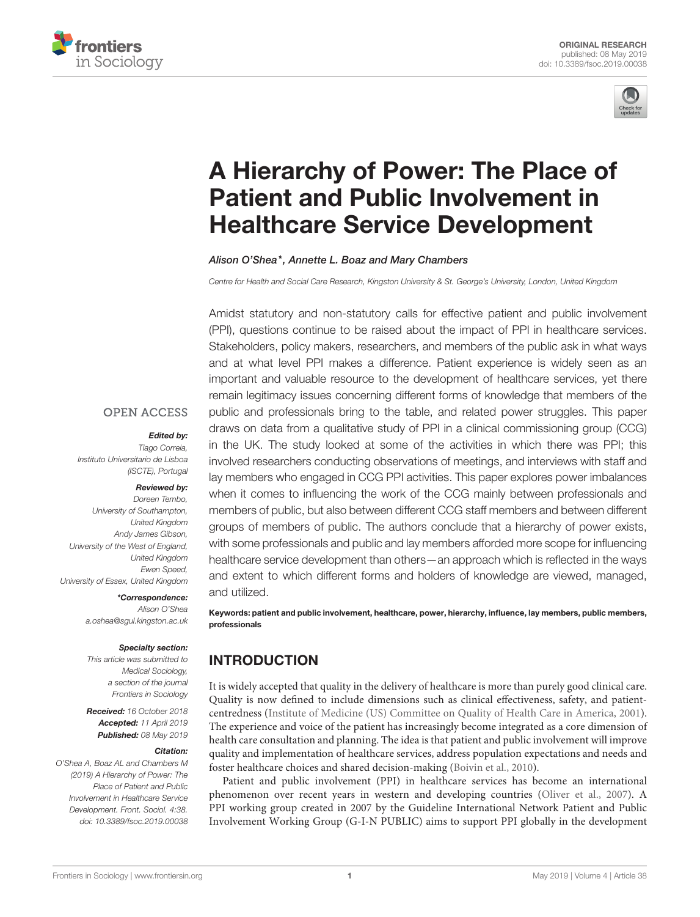ORIGINAL RESEARCH
published: 08 May 2019
doi: 10.3389/fsoc.2019.00038

# A Hierarchy of Power: The Place of Patient and Public Involvement in Healthcare Service Development

*Alison O'Shea\*, Annette L. Boaz and Mary Chambers*

*Centre for Health and Social Care Research, Kingston University & St. George's University, London, United Kingdom*

Amidst statutory and non-statutory calls for effective patient and public involvement (PPI), questions continue to be raised about the impact of PPI in healthcare services. Stakeholders, policy makers, researchers, and members of the public ask in what ways and at what level PPI makes a difference. Patient experience is widely seen as an important and valuable resource to the development of healthcare services, yet there remain legitimacy issues concerning different forms of knowledge that members of the public and professionals bring to the table, and related power struggles. This paper draws on data from a qualitative study of PPI in a clinical commissioning group (CCG) in the UK. The study looked at some of the activities in which there was PPI; this involved researchers conducting observations of meetings, and interviews with staff and lay members who engaged in CCG PPI activities. This paper explores power imbalances when it comes to influencing the work of the CCG mainly between professionals and members of public, but also between different CCG staff members and between different groups of members of public. The authors conclude that a hierarchy of power exists, with some professionals and public and lay members afforded more scope for influencing healthcare service development than others—an approach which is reflected in the ways and extent to which different forms and holders of knowledge are viewed, managed, and utilized.

**Keywords: patient and public involvement, healthcare, power, hierarchy, influence, lay members, public members, professionals**

OPEN ACCESS

***Edited by:***
*Tiago Correia, Instituto Universitario de Lisboa (ISCTE), Portugal*

***Reviewed by:***
*Doreen Tembo, University of Southampton, United Kingdom*
*Andy James Gibson, University of the West of England, United Kingdom*
*Ewen Speed, University of Essex, United Kingdom*

***\*Correspondence:***
*Alison O'Shea*
*a.oshea@sgul.kingston.ac.uk*

***Specialty section:***
*This article was submitted to Medical Sociology, a section of the journal Frontiers in Sociology*

***Received:*** *16 October 2018*
***Accepted:*** *11 April 2019*
***Published:*** *08 May 2019*

***Citation:***
*O'Shea A, Boaz AL and Chambers M (2019) A Hierarchy of Power: The Place of Patient and Public Involvement in Healthcare Service Development. Front. Sociol. 4:38. doi: 10.3389/fsoc.2019.00038*

## INTRODUCTION

It is widely accepted that quality in the delivery of healthcare is more than purely good clinical care. Quality is now defined to include dimensions such as clinical effectiveness, safety, and patient-centredness (Institute of Medicine (US) Committee on Quality of Health Care in America, 2001). The experience and voice of the patient has increasingly become integrated as a core dimension of health care consultation and planning. The idea is that patient and public involvement will improve quality and implementation of healthcare services, address population expectations and needs and foster healthcare choices and shared decision-making (Boivin et al., 2010).

Patient and public involvement (PPI) in healthcare services has become an international phenomenon over recent years in western and developing countries (Oliver et al., 2007). A PPI working group created in 2007 by the Guideline International Network Patient and Public Involvement Working Group (G-I-N PUBLIC) aims to support PPI globally in the development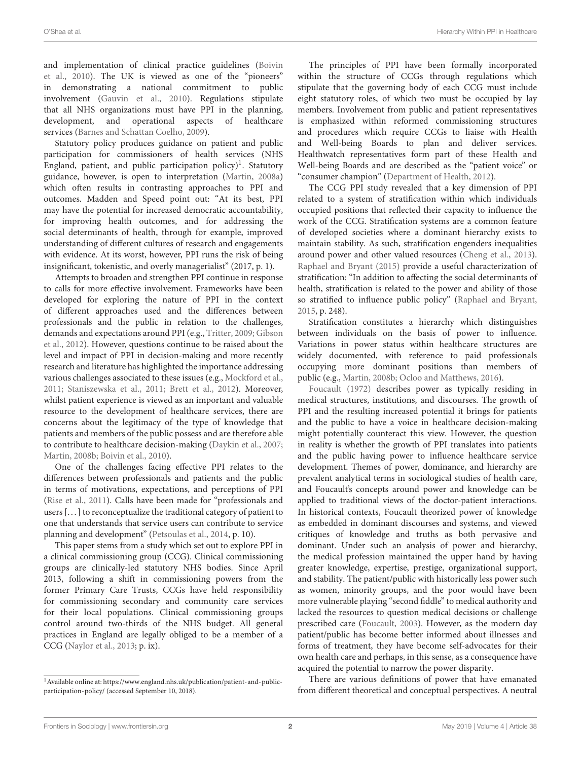and implementation of clinical practice guidelines (Boivin et al., 2010). The UK is viewed as one of the "pioneers" in demonstrating a national commitment to public involvement (Gauvin et al., 2010). Regulations stipulate that all NHS organizations must have PPI in the planning, development, and operational aspects of healthcare services (Barnes and Schattan Coelho, 2009).

Statutory policy produces guidance on patient and public participation for commissioners of health services (NHS England, patient, and public participation policy)[1]. Statutory guidance, however, is open to interpretation (Martin, 2008a) which often results in contrasting approaches to PPI and outcomes. Madden and Speed point out: "At its best, PPI may have the potential for increased democratic accountability, for improving health outcomes, and for addressing the social determinants of health, through for example, improved understanding of different cultures of research and engagements with evidence. At its worst, however, PPI runs the risk of being insignificant, tokenistic, and overly managerialist" (2017, p. 1).

Attempts to broaden and strengthen PPI continue in response to calls for more effective involvement. Frameworks have been developed for exploring the nature of PPI in the context of different approaches used and the differences between professionals and the public in relation to the challenges, demands and expectations around PPI (e.g., Tritter, 2009; Gibson et al., 2012). However, questions continue to be raised about the level and impact of PPI in decision-making and more recently research and literature has highlighted the importance addressing various challenges associated to these issues (e.g., Mockford et al., 2011; Staniszewska et al., 2011; Brett et al., 2012). Moreover, whilst patient experience is viewed as an important and valuable resource to the development of healthcare services, there are concerns about the legitimacy of the type of knowledge that patients and members of the public possess and are therefore able to contribute to healthcare decision-making (Daykin et al., 2007; Martin, 2008b; Boivin et al., 2010).

One of the challenges facing effective PPI relates to the differences between professionals and patients and the public in terms of motivations, expectations, and perceptions of PPI (Rise et al., 2011). Calls have been made for "professionals and users [...] to reconceptualize the traditional category of patient to one that understands that service users can contribute to service planning and development" (Petsoulas et al., 2014, p. 10).

This paper stems from a study which set out to explore PPI in a clinical commissioning group (CCG). Clinical commissioning groups are clinically-led statutory NHS bodies. Since April 2013, following a shift in commissioning powers from the former Primary Care Trusts, CCGs have held responsibility for commissioning secondary and community care services for their local populations. Clinical commissioning groups control around two-thirds of the NHS budget. All general practices in England are legally obliged to be a member of a CCG (Naylor et al., 2013; p. ix).

The principles of PPI have been formally incorporated within the structure of CCGs through regulations which stipulate that the governing body of each CCG must include eight statutory roles, of which two must be occupied by lay members. Involvement from public and patient representatives is emphasized within reformed commissioning structures and procedures which require CCGs to liaise with Health and Well-being Boards to plan and deliver services. Healthwatch representatives form part of these Health and Well-being Boards and are described as the "patient voice" or "consumer champion" (Department of Health, 2012).

The CCG PPI study revealed that a key dimension of PPI related to a system of stratification within which individuals occupied positions that reflected their capacity to influence the work of the CCG. Stratification systems are a common feature of developed societies where a dominant hierarchy exists to maintain stability. As such, stratification engenders inequalities around power and other valued resources (Cheng et al., 2013). Raphael and Bryant (2015) provide a useful characterization of stratification: "In addition to affecting the social determinants of health, stratification is related to the power and ability of those so stratified to influence public policy" (Raphael and Bryant, 2015, p. 248).

Stratification constitutes a hierarchy which distinguishes between individuals on the basis of power to influence. Variations in power status within healthcare structures are widely documented, with reference to paid professionals occupying more dominant positions than members of public (e.g., Martin, 2008b; Ocloo and Matthews, 2016).

Foucault (1972) describes power as typically residing in medical structures, institutions, and discourses. The growth of PPI and the resulting increased potential it brings for patients and the public to have a voice in healthcare decision-making might potentially counteract this view. However, the question in reality is whether the growth of PPI translates into patients and the public having power to influence healthcare service development. Themes of power, dominance, and hierarchy are prevalent analytical terms in sociological studies of health care, and Foucault's concepts around power and knowledge can be applied to traditional views of the doctor-patient interactions. In historical contexts, Foucault theorized power of knowledge as embedded in dominant discourses and systems, and viewed critiques of knowledge and truths as both pervasive and dominant. Under such an analysis of power and hierarchy, the medical profession maintained the upper hand by having greater knowledge, expertise, prestige, organizational support, and stability. The patient/public with historically less power such as women, minority groups, and the poor would have been more vulnerable playing "second fiddle" to medical authority and lacked the resources to question medical decisions or challenge prescribed care (Foucault, 2003). However, as the modern day patient/public has become better informed about illnesses and forms of treatment, they have become self-advocates for their own health care and perhaps, in this sense, as a consequence have acquired the potential to narrow the power disparity.

There are various definitions of power that have emanated from different theoretical and conceptual perspectives. A neutral

[1] Available online at: https://www.england.nhs.uk/publication/patient-and-public-participation-policy/ (accessed September 10, 2018).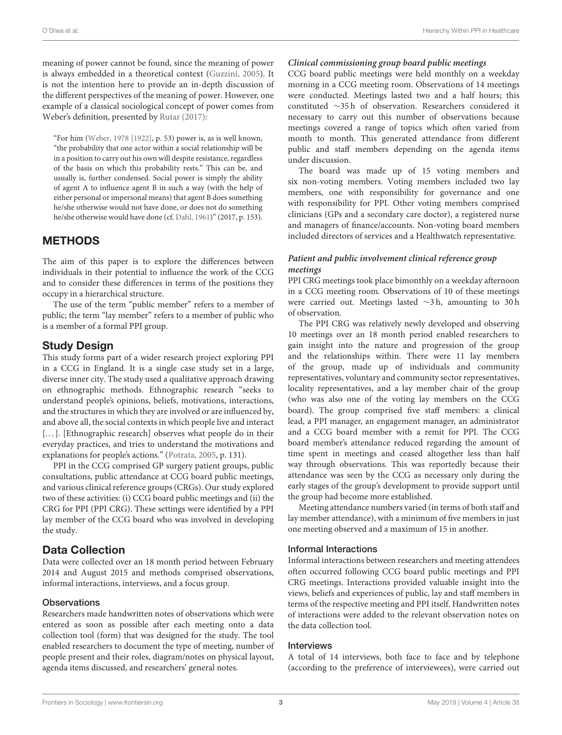meaning of power cannot be found, since the meaning of power is always embedded in a theoretical context (Guzzini, 2005). It is not the intention here to provide an in-depth discussion of the different perspectives of the meaning of power. However, one example of a classical sociological concept of power comes from Weber's definition, presented by Rutar (2017):

> "For him (Weber, 1978 [1922], p. 53) power is, as is well known, "the probability that one actor within a social relationship will be in a position to carry out his own will despite resistance, regardless of the basis on which this probability rests." This can be, and usually is, further condensed. Social power is simply the ability of agent A to influence agent B in such a way (with the help of either personal or impersonal means) that agent B does something he/she otherwise would not have done, or does not do something he/she otherwise would have done (cf. Dahl, 1961)" (2017, p. 153).

# METHODS

The aim of this paper is to explore the differences between individuals in their potential to influence the work of the CCG and to consider these differences in terms of the positions they occupy in a hierarchical structure.

The use of the term "public member" refers to a member of public; the term "lay member" refers to a member of public who is a member of a formal PPI group.

## Study Design

This study forms part of a wider research project exploring PPI in a CCG in England. It is a single case study set in a large, diverse inner city. The study used a qualitative approach drawing on ethnographic methods. Ethnographic research "seeks to understand people's opinions, beliefs, motivations, interactions, and the structures in which they are involved or are influenced by, and above all, the social contexts in which people live and interact [...]. [Ethnographic research] observes what people do in their everyday practices, and tries to understand the motivations and explanations for people's actions." (Potrata, 2005, p. 131).

PPI in the CCG comprised GP surgery patient groups, public consultations, public attendance at CCG board public meetings, and various clinical reference groups (CRGs). Our study explored two of these activities: (i) CCG board public meetings and (ii) the CRG for PPI (PPI CRG). These settings were identified by a PPI lay member of the CCG board who was involved in developing the study.

## Data Collection

Data were collected over an 18 month period between February 2014 and August 2015 and methods comprised observations, informal interactions, interviews, and a focus group.

### Observations

Researchers made handwritten notes of observations which were entered as soon as possible after each meeting onto a data collection tool (form) that was designed for the study. The tool enabled researchers to document the type of meeting, number of people present and their roles, diagram/notes on physical layout, agenda items discussed, and researchers' general notes.

#### *Clinical commissioning group board public meetings*

CCG board public meetings were held monthly on a weekday morning in a CCG meeting room. Observations of 14 meetings were conducted. Meetings lasted two and a half hours; this constituted ∼35 h of observation. Researchers considered it necessary to carry out this number of observations because meetings covered a range of topics which often varied from month to month. This generated attendance from different public and staff members depending on the agenda items under discussion.

The board was made up of 15 voting members and six non-voting members. Voting members included two lay members, one with responsibility for governance and one with responsibility for PPI. Other voting members comprised clinicians (GPs and a secondary care doctor), a registered nurse and managers of finance/accounts. Non-voting board members included directors of services and a Healthwatch representative.

#### *Patient and public involvement clinical reference group meetings*

PPI CRG meetings took place bimonthly on a weekday afternoon in a CCG meeting room. Observations of 10 of these meetings were carried out. Meetings lasted ∼3 h, amounting to 30 h of observation.

The PPI CRG was relatively newly developed and observing 10 meetings over an 18 month period enabled researchers to gain insight into the nature and progression of the group and the relationships within. There were 11 lay members of the group, made up of individuals and community representatives, voluntary and community sector representatives, locality representatives, and a lay member chair of the group (who was also one of the voting lay members on the CCG board). The group comprised five staff members: a clinical lead, a PPI manager, an engagement manager, an administrator and a CCG board member with a remit for PPI. The CCG board member's attendance reduced regarding the amount of time spent in meetings and ceased altogether less than half way through observations. This was reportedly because their attendance was seen by the CCG as necessary only during the early stages of the group's development to provide support until the group had become more established.

Meeting attendance numbers varied (in terms of both staff and lay member attendance), with a minimum of five members in just one meeting observed and a maximum of 15 in another.

### Informal Interactions

Informal interactions between researchers and meeting attendees often occurred following CCG board public meetings and PPI CRG meetings. Interactions provided valuable insight into the views, beliefs and experiences of public, lay and staff members in terms of the respective meeting and PPI itself. Handwritten notes of interactions were added to the relevant observation notes on the data collection tool.

### Interviews

A total of 14 interviews, both face to face and by telephone (according to the preference of interviewees), were carried out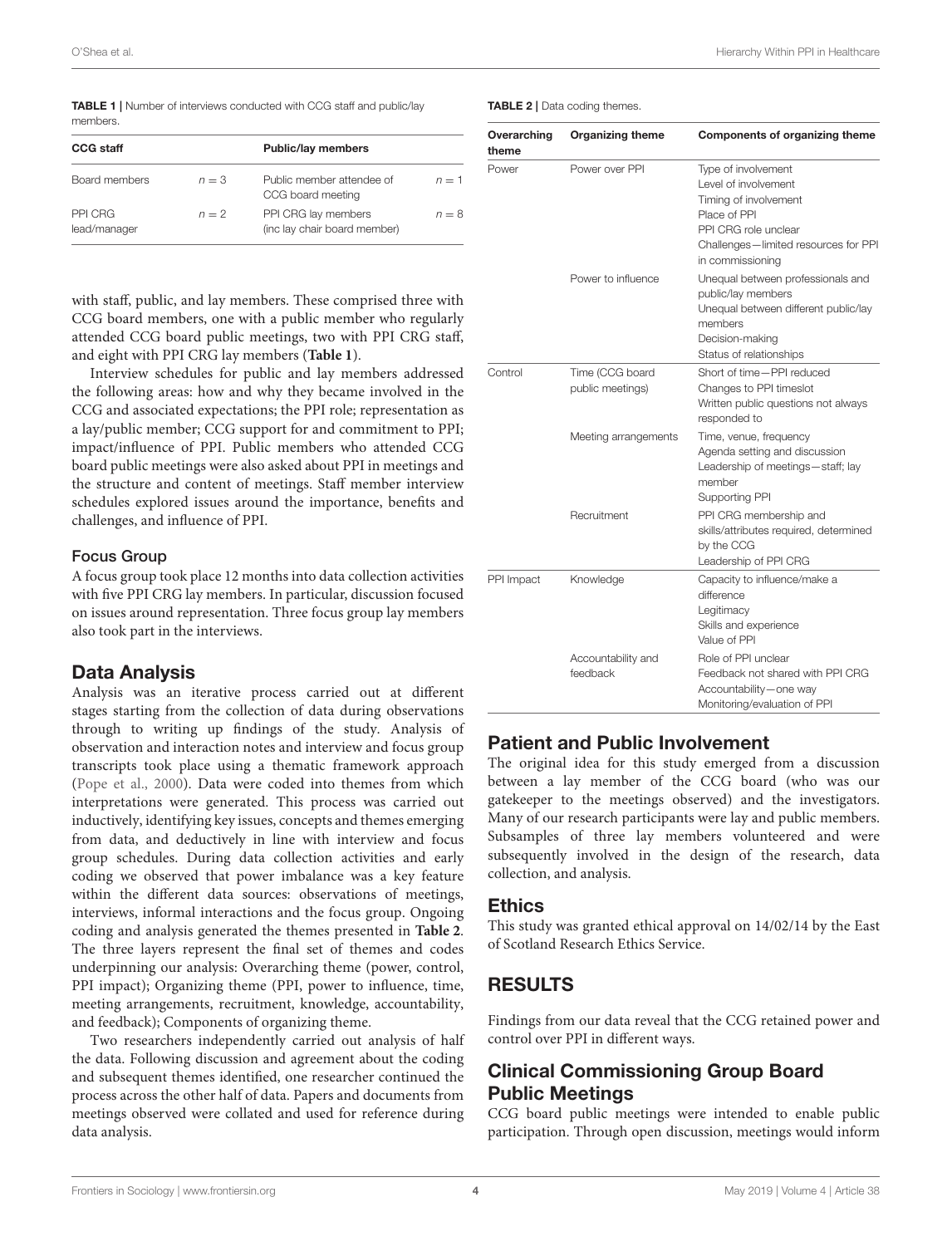**TABLE 1 |** Number of interviews conducted with CCG staff and public/lay members.

| CCG staff | | Public/lay members | |
|---|---|---|---|
| Board members | $n = 3$ | Public member attendee of CCG board meeting | $n = 1$ |
| PPI CRG lead/manager | $n = 2$ | PPI CRG lay members (inc lay chair board member) | $n = 8$ |

with staff, public, and lay members. These comprised three with CCG board members, one with a public member who regularly attended CCG board public meetings, two with PPI CRG staff, and eight with PPI CRG lay members (**Table 1**).

Interview schedules for public and lay members addressed the following areas: how and why they became involved in the CCG and associated expectations; the PPI role; representation as a lay/public member; CCG support for and commitment to PPI; impact/influence of PPI. Public members who attended CCG board public meetings were also asked about PPI in meetings and the structure and content of meetings. Staff member interview schedules explored issues around the importance, benefits and challenges, and influence of PPI.

### Focus Group

A focus group took place 12 months into data collection activities with five PPI CRG lay members. In particular, discussion focused on issues around representation. Three focus group lay members also took part in the interviews.

## Data Analysis

Analysis was an iterative process carried out at different stages starting from the collection of data during observations through to writing up findings of the study. Analysis of observation and interaction notes and interview and focus group transcripts took place using a thematic framework approach (Pope et al., 2000). Data were coded into themes from which interpretations were generated. This process was carried out inductively, identifying key issues, concepts and themes emerging from data, and deductively in line with interview and focus group schedules. During data collection activities and early coding we observed that power imbalance was a key feature within the different data sources: observations of meetings, interviews, informal interactions and the focus group. Ongoing coding and analysis generated the themes presented in **Table 2**. The three layers represent the final set of themes and codes underpinning our analysis: Overarching theme (power, control, PPI impact); Organizing theme (PPI, power to influence, time, meeting arrangements, recruitment, knowledge, accountability, and feedback); Components of organizing theme.

Two researchers independently carried out analysis of half the data. Following discussion and agreement about the coding and subsequent themes identified, one researcher continued the process across the other half of data. Papers and documents from meetings observed were collated and used for reference during data analysis.

**TABLE 2 |** Data coding themes.

| Overarching theme | Organizing theme | Components of organizing theme |
|---|---|---|
| Power | Power over PPI | Type of involvement<br>Level of involvement<br>Timing of involvement<br>Place of PPI<br>PPI CRG role unclear<br>Challenges—limited resources for PPI in commissioning |
| | Power to influence | Unequal between professionals and public/lay members<br>Unequal between different public/lay members<br>Decision-making<br>Status of relationships |
| Control | Time (CCG board public meetings) | Short of time—PPI reduced<br>Changes to PPI timeslot<br>Written public questions not always responded to |
| | Meeting arrangements | Time, venue, frequency<br>Agenda setting and discussion<br>Leadership of meetings—staff; lay member<br>Supporting PPI |
| | Recruitment | PPI CRG membership and skills/attributes required, determined by the CCG<br>Leadership of PPI CRG |
| PPI Impact | Knowledge | Capacity to influence/make a difference<br>Legitimacy<br>Skills and experience<br>Value of PPI |
| | Accountability and feedback | Role of PPI unclear<br>Feedback not shared with PPI CRG<br>Accountability—one way<br>Monitoring/evaluation of PPI |

## Patient and Public Involvement

The original idea for this study emerged from a discussion between a lay member of the CCG board (who was our gatekeeper to the meetings observed) and the investigators. Many of our research participants were lay and public members. Subsamples of three lay members volunteered and were subsequently involved in the design of the research, data collection, and analysis.

## Ethics

This study was granted ethical approval on 14/02/14 by the East of Scotland Research Ethics Service.

# RESULTS

Findings from our data reveal that the CCG retained power and control over PPI in different ways.

## Clinical Commissioning Group Board Public Meetings

CCG board public meetings were intended to enable public participation. Through open discussion, meetings would inform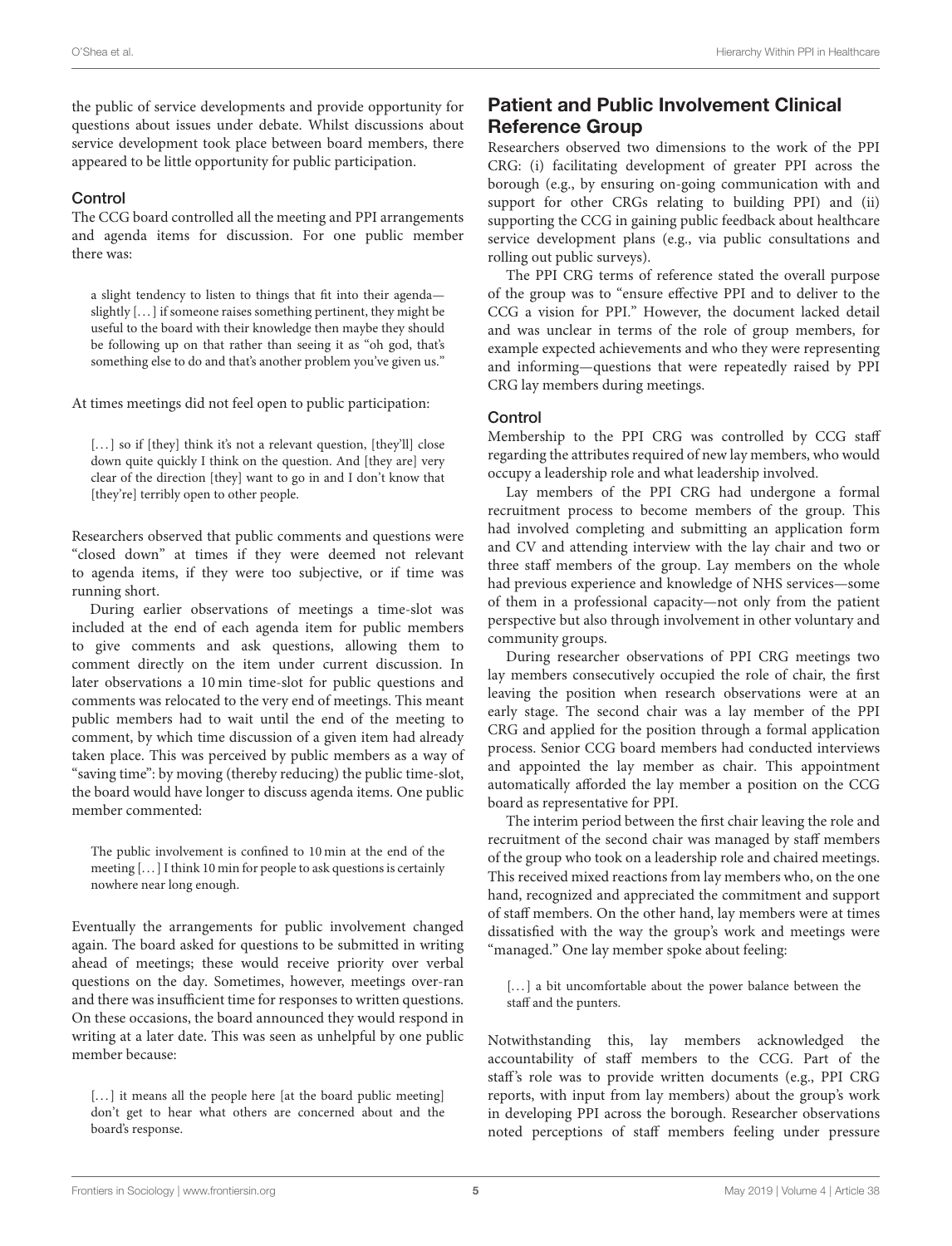the public of service developments and provide opportunity for questions about issues under debate. Whilst discussions about service development took place between board members, there appeared to be little opportunity for public participation.

### Control

The CCG board controlled all the meeting and PPI arrangements and agenda items for discussion. For one public member there was:

> a slight tendency to listen to things that fit into their agenda—slightly [...] if someone raises something pertinent, they might be useful to the board with their knowledge then maybe they should be following up on that rather than seeing it as "oh god, that's something else to do and that's another problem you've given us."

At times meetings did not feel open to public participation:

> [...] so if [they] think it's not a relevant question, [they'll] close down quite quickly I think on the question. And [they are] very clear of the direction [they] want to go in and I don't know that [they're] terribly open to other people.

Researchers observed that public comments and questions were "closed down" at times if they were deemed not relevant to agenda items, if they were too subjective, or if time was running short.

During earlier observations of meetings a time-slot was included at the end of each agenda item for public members to give comments and ask questions, allowing them to comment directly on the item under current discussion. In later observations a 10 min time-slot for public questions and comments was relocated to the very end of meetings. This meant public members had to wait until the end of the meeting to comment, by which time discussion of a given item had already taken place. This was perceived by public members as a way of "saving time": by moving (thereby reducing) the public time-slot, the board would have longer to discuss agenda items. One public member commented:

> The public involvement is confined to 10 min at the end of the meeting [...] I think 10 min for people to ask questions is certainly nowhere near long enough.

Eventually the arrangements for public involvement changed again. The board asked for questions to be submitted in writing ahead of meetings; these would receive priority over verbal questions on the day. Sometimes, however, meetings over-ran and there was insufficient time for responses to written questions. On these occasions, the board announced they would respond in writing at a later date. This was seen as unhelpful by one public member because:

> [...] it means all the people here [at the board public meeting] don't get to hear what others are concerned about and the board's response.

## Patient and Public Involvement Clinical Reference Group

Researchers observed two dimensions to the work of the PPI CRG: (i) facilitating development of greater PPI across the borough (e.g., by ensuring on-going communication with and support for other CRGs relating to building PPI) and (ii) supporting the CCG in gaining public feedback about healthcare service development plans (e.g., via public consultations and rolling out public surveys).

The PPI CRG terms of reference stated the overall purpose of the group was to "ensure effective PPI and to deliver to the CCG a vision for PPI." However, the document lacked detail and was unclear in terms of the role of group members, for example expected achievements and who they were representing and informing—questions that were repeatedly raised by PPI CRG lay members during meetings.

### Control

Membership to the PPI CRG was controlled by CCG staff regarding the attributes required of new lay members, who would occupy a leadership role and what leadership involved.

Lay members of the PPI CRG had undergone a formal recruitment process to become members of the group. This had involved completing and submitting an application form and CV and attending interview with the lay chair and two or three staff members of the group. Lay members on the whole had previous experience and knowledge of NHS services—some of them in a professional capacity—not only from the patient perspective but also through involvement in other voluntary and community groups.

During researcher observations of PPI CRG meetings two lay members consecutively occupied the role of chair, the first leaving the position when research observations were at an early stage. The second chair was a lay member of the PPI CRG and applied for the position through a formal application process. Senior CCG board members had conducted interviews and appointed the lay member as chair. This appointment automatically afforded the lay member a position on the CCG board as representative for PPI.

The interim period between the first chair leaving the role and recruitment of the second chair was managed by staff members of the group who took on a leadership role and chaired meetings. This received mixed reactions from lay members who, on the one hand, recognized and appreciated the commitment and support of staff members. On the other hand, lay members were at times dissatisfied with the way the group's work and meetings were "managed." One lay member spoke about feeling:

> [...] a bit uncomfortable about the power balance between the staff and the punters.

Notwithstanding this, lay members acknowledged the accountability of staff members to the CCG. Part of the staff's role was to provide written documents (e.g., PPI CRG reports, with input from lay members) about the group's work in developing PPI across the borough. Researcher observations noted perceptions of staff members feeling under pressure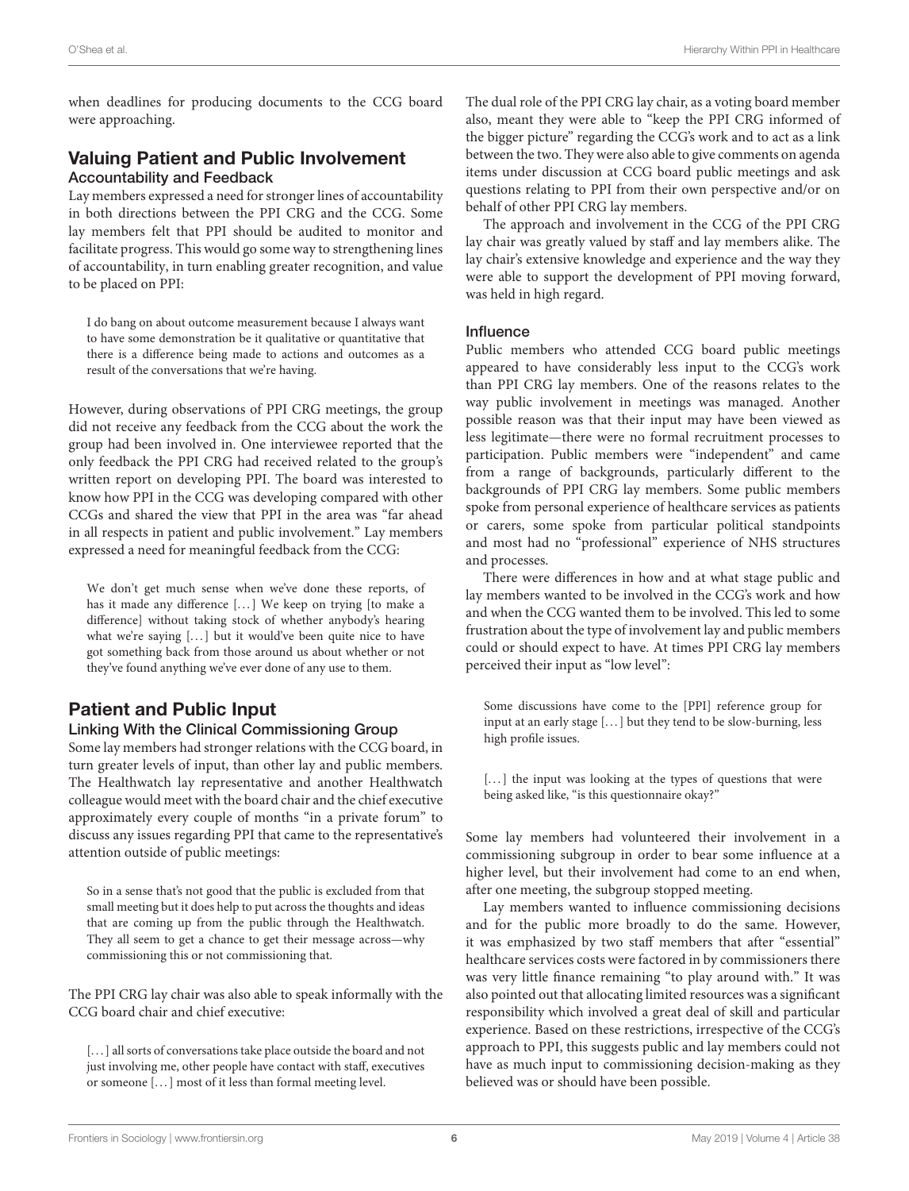when deadlines for producing documents to the CCG board were approaching.

## Valuing Patient and Public Involvement

### Accountability and Feedback

Lay members expressed a need for stronger lines of accountability in both directions between the PPI CRG and the CCG. Some lay members felt that PPI should be audited to monitor and facilitate progress. This would go some way to strengthening lines of accountability, in turn enabling greater recognition, and value to be placed on PPI:

> I do bang on about outcome measurement because I always want to have some demonstration be it qualitative or quantitative that there is a difference being made to actions and outcomes as a result of the conversations that we're having.

However, during observations of PPI CRG meetings, the group did not receive any feedback from the CCG about the work the group had been involved in. One interviewee reported that the only feedback the PPI CRG had received related to the group's written report on developing PPI. The board was interested to know how PPI in the CCG was developing compared with other CCGs and shared the view that PPI in the area was "far ahead in all respects in patient and public involvement." Lay members expressed a need for meaningful feedback from the CCG:

> We don't get much sense when we've done these reports, of has it made any difference […] We keep on trying [to make a difference] without taking stock of whether anybody's hearing what we're saying […] but it would've been quite nice to have got something back from those around us about whether or not they've found anything we've ever done of any use to them.

## Patient and Public Input

### Linking With the Clinical Commissioning Group

Some lay members had stronger relations with the CCG board, in turn greater levels of input, than other lay and public members. The Healthwatch lay representative and another Healthwatch colleague would meet with the board chair and the chief executive approximately every couple of months "in a private forum" to discuss any issues regarding PPI that came to the representative's attention outside of public meetings:

> So in a sense that's not good that the public is excluded from that small meeting but it does help to put across the thoughts and ideas that are coming up from the public through the Healthwatch. They all seem to get a chance to get their message across—why commissioning this or not commissioning that.

The PPI CRG lay chair was also able to speak informally with the CCG board chair and chief executive:

> […] all sorts of conversations take place outside the board and not just involving me, other people have contact with staff, executives or someone […] most of it less than formal meeting level.

The dual role of the PPI CRG lay chair, as a voting board member also, meant they were able to "keep the PPI CRG informed of the bigger picture" regarding the CCG's work and to act as a link between the two. They were also able to give comments on agenda items under discussion at CCG board public meetings and ask questions relating to PPI from their own perspective and/or on behalf of other PPI CRG lay members.

The approach and involvement in the CCG of the PPI CRG lay chair was greatly valued by staff and lay members alike. The lay chair's extensive knowledge and experience and the way they were able to support the development of PPI moving forward, was held in high regard.

### Influence

Public members who attended CCG board public meetings appeared to have considerably less input to the CCG's work than PPI CRG lay members. One of the reasons relates to the way public involvement in meetings was managed. Another possible reason was that their input may have been viewed as less legitimate—there were no formal recruitment processes to participation. Public members were "independent" and came from a range of backgrounds, particularly different to the backgrounds of PPI CRG lay members. Some public members spoke from personal experience of healthcare services as patients or carers, some spoke from particular political standpoints and most had no "professional" experience of NHS structures and processes.

There were differences in how and at what stage public and lay members wanted to be involved in the CCG's work and how and when the CCG wanted them to be involved. This led to some frustration about the type of involvement lay and public members could or should expect to have. At times PPI CRG lay members perceived their input as "low level":

> Some discussions have come to the [PPI] reference group for input at an early stage […] but they tend to be slow-burning, less high profile issues.

> […] the input was looking at the types of questions that were being asked like, "is this questionnaire okay?"

Some lay members had volunteered their involvement in a commissioning subgroup in order to bear some influence at a higher level, but their involvement had come to an end when, after one meeting, the subgroup stopped meeting.

Lay members wanted to influence commissioning decisions and for the public more broadly to do the same. However, it was emphasized by two staff members that after "essential" healthcare services costs were factored in by commissioners there was very little finance remaining "to play around with." It was also pointed out that allocating limited resources was a significant responsibility which involved a great deal of skill and particular experience. Based on these restrictions, irrespective of the CCG's approach to PPI, this suggests public and lay members could not have as much input to commissioning decision-making as they believed was or should have been possible.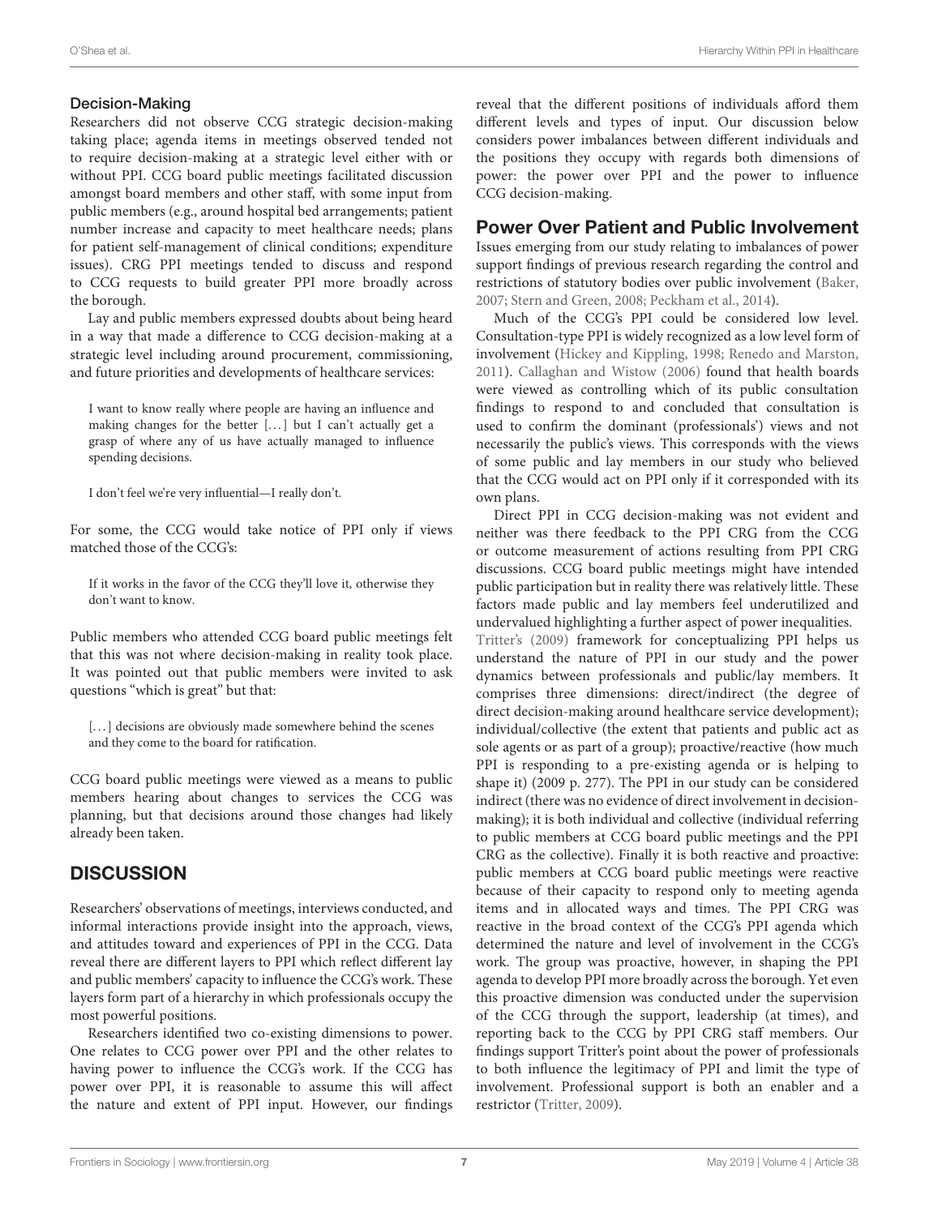### Decision-Making

Researchers did not observe CCG strategic decision-making taking place; agenda items in meetings observed tended not to require decision-making at a strategic level either with or without PPI. CCG board public meetings facilitated discussion amongst board members and other staff, with some input from public members (e.g., around hospital bed arrangements; patient number increase and capacity to meet healthcare needs; plans for patient self-management of clinical conditions; expenditure issues). CRG PPI meetings tended to discuss and respond to CCG requests to build greater PPI more broadly across the borough.

Lay and public members expressed doubts about being heard in a way that made a difference to CCG decision-making at a strategic level including around procurement, commissioning, and future priorities and developments of healthcare services:

> I want to know really where people are having an influence and making changes for the better [...] but I can't actually get a grasp of where any of us have actually managed to influence spending decisions.

> I don't feel we're very influential—I really don't.

For some, the CCG would take notice of PPI only if views matched those of the CCG's:

> If it works in the favor of the CCG they'll love it, otherwise they don't want to know.

Public members who attended CCG board public meetings felt that this was not where decision-making in reality took place. It was pointed out that public members were invited to ask questions "which is great" but that:

> [...] decisions are obviously made somewhere behind the scenes and they come to the board for ratification.

CCG board public meetings were viewed as a means to public members hearing about changes to services the CCG was planning, but that decisions around those changes had likely already been taken.

## DISCUSSION

Researchers' observations of meetings, interviews conducted, and informal interactions provide insight into the approach, views, and attitudes toward and experiences of PPI in the CCG. Data reveal there are different layers to PPI which reflect different lay and public members' capacity to influence the CCG's work. These layers form part of a hierarchy in which professionals occupy the most powerful positions.

Researchers identified two co-existing dimensions to power. One relates to CCG power over PPI and the other relates to having power to influence the CCG's work. If the CCG has power over PPI, it is reasonable to assume this will affect the nature and extent of PPI input. However, our findings reveal that the different positions of individuals afford them different levels and types of input. Our discussion below considers power imbalances between different individuals and the positions they occupy with regards both dimensions of power: the power over PPI and the power to influence CCG decision-making.

### Power Over Patient and Public Involvement

Issues emerging from our study relating to imbalances of power support findings of previous research regarding the control and restrictions of statutory bodies over public involvement (Baker, 2007; Stern and Green, 2008; Peckham et al., 2014).

Much of the CCG's PPI could be considered low level. Consultation-type PPI is widely recognized as a low level form of involvement (Hickey and Kippling, 1998; Renedo and Marston, 2011). Callaghan and Wistow (2006) found that health boards were viewed as controlling which of its public consultation findings to respond to and concluded that consultation is used to confirm the dominant (professionals') views and not necessarily the public's views. This corresponds with the views of some public and lay members in our study who believed that the CCG would act on PPI only if it corresponded with its own plans.

Direct PPI in CCG decision-making was not evident and neither was there feedback to the PPI CRG from the CCG or outcome measurement of actions resulting from PPI CRG discussions. CCG board public meetings might have intended public participation but in reality there was relatively little. These factors made public and lay members feel underutilized and undervalued highlighting a further aspect of power inequalities. Tritter's (2009) framework for conceptualizing PPI helps us understand the nature of PPI in our study and the power dynamics between professionals and public/lay members. It comprises three dimensions: direct/indirect (the degree of direct decision-making around healthcare service development); individual/collective (the extent that patients and public act as sole agents or as part of a group); proactive/reactive (how much PPI is responding to a pre-existing agenda or is helping to shape it) (2009 p. 277). The PPI in our study can be considered indirect (there was no evidence of direct involvement in decision-making); it is both individual and collective (individual referring to public members at CCG board public meetings and the PPI CRG as the collective). Finally it is both reactive and proactive: public members at CCG board public meetings were reactive because of their capacity to respond only to meeting agenda items and in allocated ways and times. The PPI CRG was reactive in the broad context of the CCG's PPI agenda which determined the nature and level of involvement in the CCG's work. The group was proactive, however, in shaping the PPI agenda to develop PPI more broadly across the borough. Yet even this proactive dimension was conducted under the supervision of the CCG through the support, leadership (at times), and reporting back to the CCG by PPI CRG staff members. Our findings support Tritter's point about the power of professionals to both influence the legitimacy of PPI and limit the type of involvement. Professional support is both an enabler and a restrictor (Tritter, 2009).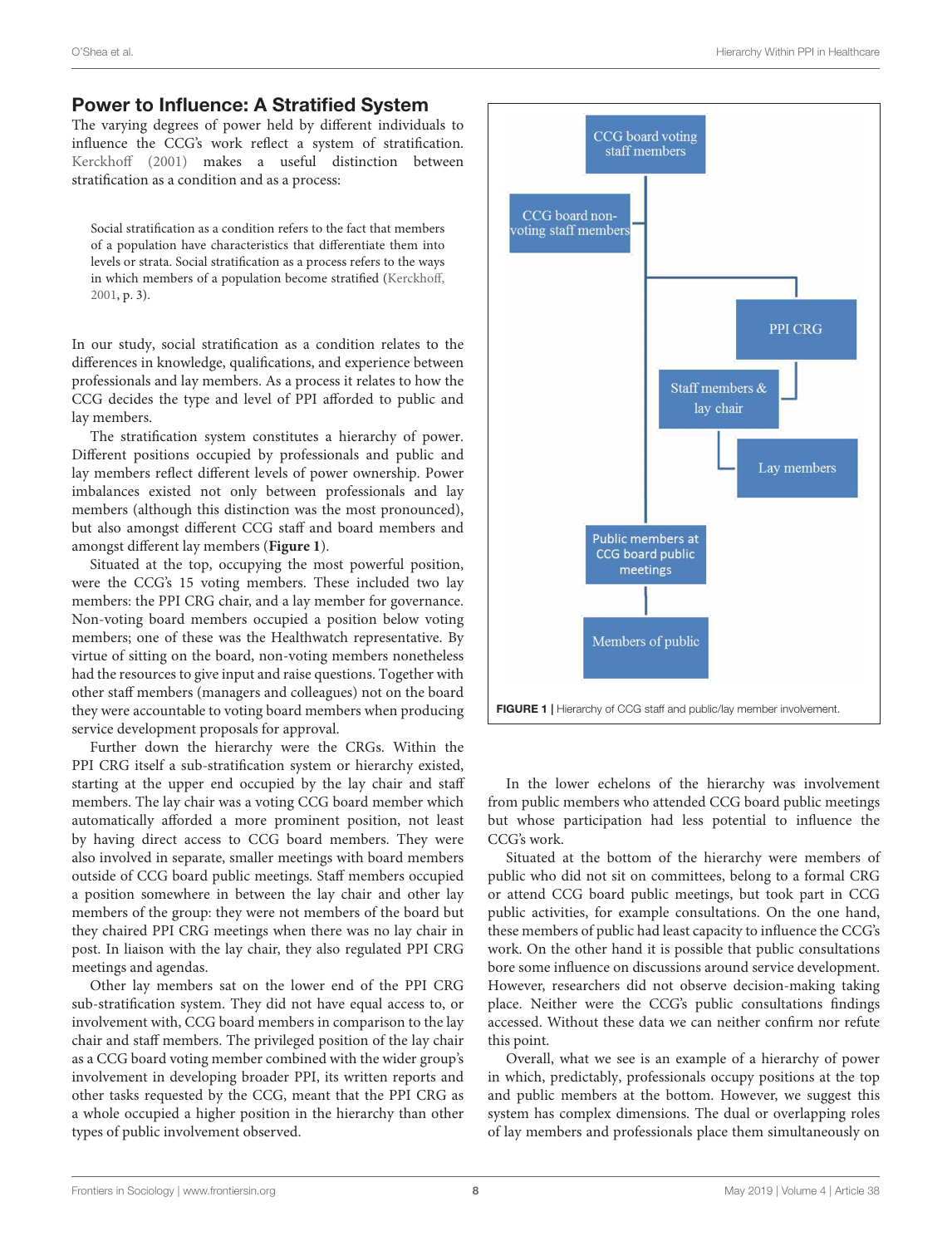## Power to Influence: A Stratified System

The varying degrees of power held by different individuals to influence the CCG's work reflect a system of stratification. Kerckhoff (2001) makes a useful distinction between stratification as a condition and as a process:

> Social stratification as a condition refers to the fact that members of a population have characteristics that differentiate them into levels or strata. Social stratification as a process refers to the ways in which members of a population become stratified (Kerckhoff, 2001, p. 3).

In our study, social stratification as a condition relates to the differences in knowledge, qualifications, and experience between professionals and lay members. As a process it relates to how the CCG decides the type and level of PPI afforded to public and lay members.

The stratification system constitutes a hierarchy of power. Different positions occupied by professionals and public and lay members reflect different levels of power ownership. Power imbalances existed not only between professionals and lay members (although this distinction was the most pronounced), but also amongst different CCG staff and board members and amongst different lay members (**Figure 1**).

Situated at the top, occupying the most powerful position, were the CCG's 15 voting members. These included two lay members: the PPI CRG chair, and a lay member for governance. Non-voting board members occupied a position below voting members; one of these was the Healthwatch representative. By virtue of sitting on the board, non-voting members nonetheless had the resources to give input and raise questions. Together with other staff members (managers and colleagues) not on the board they were accountable to voting board members when producing service development proposals for approval.

Further down the hierarchy were the CRGs. Within the PPI CRG itself a sub-stratification system or hierarchy existed, starting at the upper end occupied by the lay chair and staff members. The lay chair was a voting CCG board member which automatically afforded a more prominent position, not least by having direct access to CCG board members. They were also involved in separate, smaller meetings with board members outside of CCG board public meetings. Staff members occupied a position somewhere in between the lay chair and other lay members of the group: they were not members of the board but they chaired PPI CRG meetings when there was no lay chair in post. In liaison with the lay chair, they also regulated PPI CRG meetings and agendas.

Other lay members sat on the lower end of the PPI CRG sub-stratification system. They did not have equal access to, or involvement with, CCG board members in comparison to the lay chair and staff members. The privileged position of the lay chair as a CCG board voting member combined with the wider group's involvement in developing broader PPI, its written reports and other tasks requested by the CCG, meant that the PPI CRG as a whole occupied a higher position in the hierarchy than other types of public involvement observed.

CCG board voting staff members

CCG board non-voting staff members

PPI CRG

Staff members & lay chair

Lay members

Public members at CCG board public meetings

Members of public

**FIGURE 1** | Hierarchy of CCG staff and public/lay member involvement.

In the lower echelons of the hierarchy was involvement from public members who attended CCG board public meetings but whose participation had less potential to influence the CCG's work.

Situated at the bottom of the hierarchy were members of public who did not sit on committees, belong to a formal CRG or attend CCG board public meetings, but took part in CCG public activities, for example consultations. On the one hand, these members of public had least capacity to influence the CCG's work. On the other hand it is possible that public consultations bore some influence on discussions around service development. However, researchers did not observe decision-making taking place. Neither were the CCG's public consultations findings accessed. Without these data we can neither confirm nor refute this point.

Overall, what we see is an example of a hierarchy of power in which, predictably, professionals occupy positions at the top and public members at the bottom. However, we suggest this system has complex dimensions. The dual or overlapping roles of lay members and professionals place them simultaneously on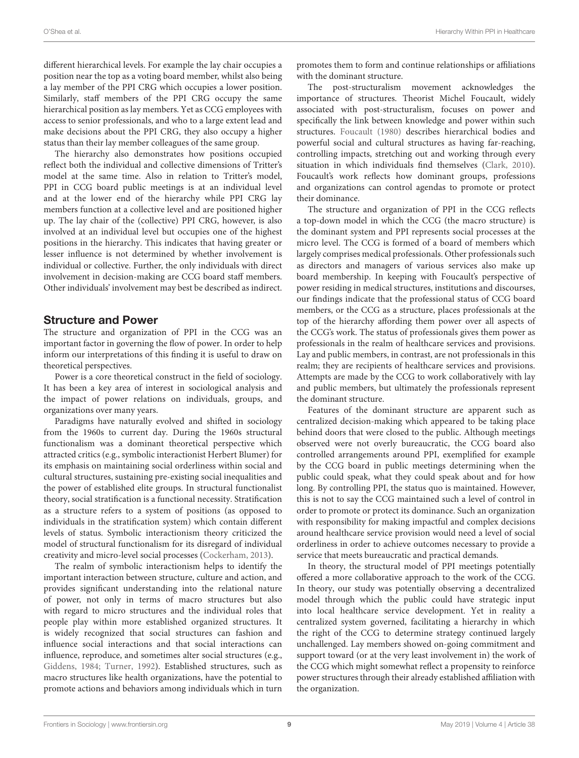different hierarchical levels. For example the lay chair occupies a position near the top as a voting board member, whilst also being a lay member of the PPI CRG which occupies a lower position. Similarly, staff members of the PPI CRG occupy the same hierarchical position as lay members. Yet as CCG employees with access to senior professionals, and who to a large extent lead and make decisions about the PPI CRG, they also occupy a higher status than their lay member colleagues of the same group.

The hierarchy also demonstrates how positions occupied reflect both the individual and collective dimensions of Tritter's model at the same time. Also in relation to Tritter's model, PPI in CCG board public meetings is at an individual level and at the lower end of the hierarchy while PPI CRG lay members function at a collective level and are positioned higher up. The lay chair of the (collective) PPI CRG, however, is also involved at an individual level but occupies one of the highest positions in the hierarchy. This indicates that having greater or lesser influence is not determined by whether involvement is individual or collective. Further, the only individuals with direct involvement in decision-making are CCG board staff members. Other individuals' involvement may best be described as indirect.

## Structure and Power

The structure and organization of PPI in the CCG was an important factor in governing the flow of power. In order to help inform our interpretations of this finding it is useful to draw on theoretical perspectives.

Power is a core theoretical construct in the field of sociology. It has been a key area of interest in sociological analysis and the impact of power relations on individuals, groups, and organizations over many years.

Paradigms have naturally evolved and shifted in sociology from the 1960s to current day. During the 1960s structural functionalism was a dominant theoretical perspective which attracted critics (e.g., symbolic interactionist Herbert Blumer) for its emphasis on maintaining social orderliness within social and cultural structures, sustaining pre-existing social inequalities and the power of established elite groups. In structural functionalist theory, social stratification is a functional necessity. Stratification as a structure refers to a system of positions (as opposed to individuals in the stratification system) which contain different levels of status. Symbolic interactionism theory criticized the model of structural functionalism for its disregard of individual creativity and micro-level social processes (Cockerham, 2013).

The realm of symbolic interactionism helps to identify the important interaction between structure, culture and action, and provides significant understanding into the relational nature of power, not only in terms of macro structures but also with regard to micro structures and the individual roles that people play within more established organized structures. It is widely recognized that social structures can fashion and influence social interactions and that social interactions can influence, reproduce, and sometimes alter social structures (e.g., Giddens, 1984; Turner, 1992). Established structures, such as macro structures like health organizations, have the potential to promote actions and behaviors among individuals which in turn promotes them to form and continue relationships or affiliations with the dominant structure.

The post-structuralism movement acknowledges the importance of structures. Theorist Michel Foucault, widely associated with post-structuralism, focuses on power and specifically the link between knowledge and power within such structures. Foucault (1980) describes hierarchical bodies and powerful social and cultural structures as having far-reaching, controlling impacts, stretching out and working through every situation in which individuals find themselves (Clark, 2010). Foucault's work reflects how dominant groups, professions and organizations can control agendas to promote or protect their dominance.

The structure and organization of PPI in the CCG reflects a top-down model in which the CCG (the macro structure) is the dominant system and PPI represents social processes at the micro level. The CCG is formed of a board of members which largely comprises medical professionals. Other professionals such as directors and managers of various services also make up board membership. In keeping with Foucault's perspective of power residing in medical structures, institutions and discourses, our findings indicate that the professional status of CCG board members, or the CCG as a structure, places professionals at the top of the hierarchy affording them power over all aspects of the CCG's work. The status of professionals gives them power as professionals in the realm of healthcare services and provisions. Lay and public members, in contrast, are not professionals in this realm; they are recipients of healthcare services and provisions. Attempts are made by the CCG to work collaboratively with lay and public members, but ultimately the professionals represent the dominant structure.

Features of the dominant structure are apparent such as centralized decision-making which appeared to be taking place behind doors that were closed to the public. Although meetings observed were not overly bureaucratic, the CCG board also controlled arrangements around PPI, exemplified for example by the CCG board in public meetings determining when the public could speak, what they could speak about and for how long. By controlling PPI, the status quo is maintained. However, this is not to say the CCG maintained such a level of control in order to promote or protect its dominance. Such an organization with responsibility for making impactful and complex decisions around healthcare service provision would need a level of social orderliness in order to achieve outcomes necessary to provide a service that meets bureaucratic and practical demands.

In theory, the structural model of PPI meetings potentially offered a more collaborative approach to the work of the CCG. In theory, our study was potentially observing a decentralized model through which the public could have strategic input into local healthcare service development. Yet in reality a centralized system governed, facilitating a hierarchy in which the right of the CCG to determine strategy continued largely unchallenged. Lay members showed on-going commitment and support toward (or at the very least involvement in) the work of the CCG which might somewhat reflect a propensity to reinforce power structures through their already established affiliation with the organization.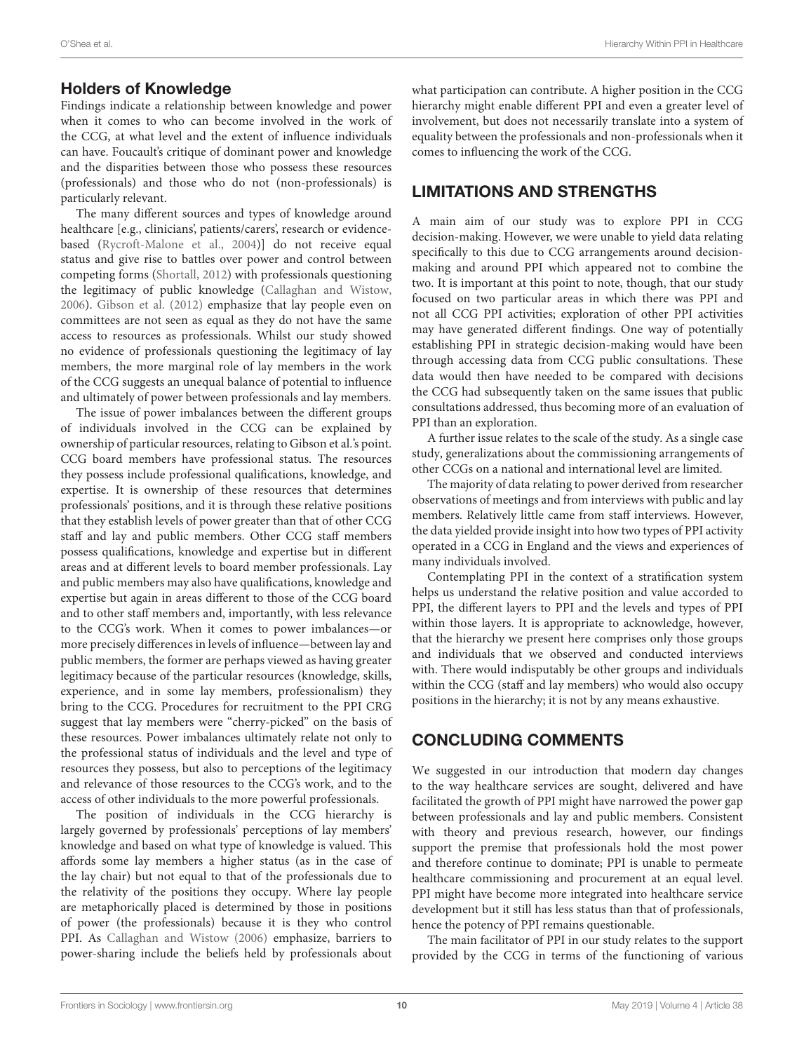## Holders of Knowledge

Findings indicate a relationship between knowledge and power when it comes to who can become involved in the work of the CCG, at what level and the extent of influence individuals can have. Foucault's critique of dominant power and knowledge and the disparities between those who possess these resources (professionals) and those who do not (non-professionals) is particularly relevant.

The many different sources and types of knowledge around healthcare [e.g., clinicians', patients/carers', research or evidence-based (Rycroft-Malone et al., 2004)] do not receive equal status and give rise to battles over power and control between competing forms (Shortall, 2012) with professionals questioning the legitimacy of public knowledge (Callaghan and Wistow, 2006). Gibson et al. (2012) emphasize that lay people even on committees are not seen as equal as they do not have the same access to resources as professionals. Whilst our study showed no evidence of professionals questioning the legitimacy of lay members, the more marginal role of lay members in the work of the CCG suggests an unequal balance of potential to influence and ultimately of power between professionals and lay members.

The issue of power imbalances between the different groups of individuals involved in the CCG can be explained by ownership of particular resources, relating to Gibson et al.'s point. CCG board members have professional status. The resources they possess include professional qualifications, knowledge, and expertise. It is ownership of these resources that determines professionals' positions, and it is through these relative positions that they establish levels of power greater than that of other CCG staff and lay and public members. Other CCG staff members possess qualifications, knowledge and expertise but in different areas and at different levels to board member professionals. Lay and public members may also have qualifications, knowledge and expertise but again in areas different to those of the CCG board and to other staff members and, importantly, with less relevance to the CCG's work. When it comes to power imbalances—or more precisely differences in levels of influence—between lay and public members, the former are perhaps viewed as having greater legitimacy because of the particular resources (knowledge, skills, experience, and in some lay members, professionalism) they bring to the CCG. Procedures for recruitment to the PPI CRG suggest that lay members were "cherry-picked" on the basis of these resources. Power imbalances ultimately relate not only to the professional status of individuals and the level and type of resources they possess, but also to perceptions of the legitimacy and relevance of those resources to the CCG's work, and to the access of other individuals to the more powerful professionals.

The position of individuals in the CCG hierarchy is largely governed by professionals' perceptions of lay members' knowledge and based on what type of knowledge is valued. This affords some lay members a higher status (as in the case of the lay chair) but not equal to that of the professionals due to the relativity of the positions they occupy. Where lay people are metaphorically placed is determined by those in positions of power (the professionals) because it is they who control PPI. As Callaghan and Wistow (2006) emphasize, barriers to power-sharing include the beliefs held by professionals about what participation can contribute. A higher position in the CCG hierarchy might enable different PPI and even a greater level of involvement, but does not necessarily translate into a system of equality between the professionals and non-professionals when it comes to influencing the work of the CCG.

## LIMITATIONS AND STRENGTHS

A main aim of our study was to explore PPI in CCG decision-making. However, we were unable to yield data relating specifically to this due to CCG arrangements around decision-making and around PPI which appeared not to combine the two. It is important at this point to note, though, that our study focused on two particular areas in which there was PPI and not all CCG PPI activities; exploration of other PPI activities may have generated different findings. One way of potentially establishing PPI in strategic decision-making would have been through accessing data from CCG public consultations. These data would then have needed to be compared with decisions the CCG had subsequently taken on the same issues that public consultations addressed, thus becoming more of an evaluation of PPI than an exploration.

A further issue relates to the scale of the study. As a single case study, generalizations about the commissioning arrangements of other CCGs on a national and international level are limited.

The majority of data relating to power derived from researcher observations of meetings and from interviews with public and lay members. Relatively little came from staff interviews. However, the data yielded provide insight into how two types of PPI activity operated in a CCG in England and the views and experiences of many individuals involved.

Contemplating PPI in the context of a stratification system helps us understand the relative position and value accorded to PPI, the different layers to PPI and the levels and types of PPI within those layers. It is appropriate to acknowledge, however, that the hierarchy we present here comprises only those groups and individuals that we observed and conducted interviews with. There would indisputably be other groups and individuals within the CCG (staff and lay members) who would also occupy positions in the hierarchy; it is not by any means exhaustive.

## CONCLUDING COMMENTS

We suggested in our introduction that modern day changes to the way healthcare services are sought, delivered and have facilitated the growth of PPI might have narrowed the power gap between professionals and lay and public members. Consistent with theory and previous research, however, our findings support the premise that professionals hold the most power and therefore continue to dominate; PPI is unable to permeate healthcare commissioning and procurement at an equal level. PPI might have become more integrated into healthcare service development but it still has less status than that of professionals, hence the potency of PPI remains questionable.

The main facilitator of PPI in our study relates to the support provided by the CCG in terms of the functioning of various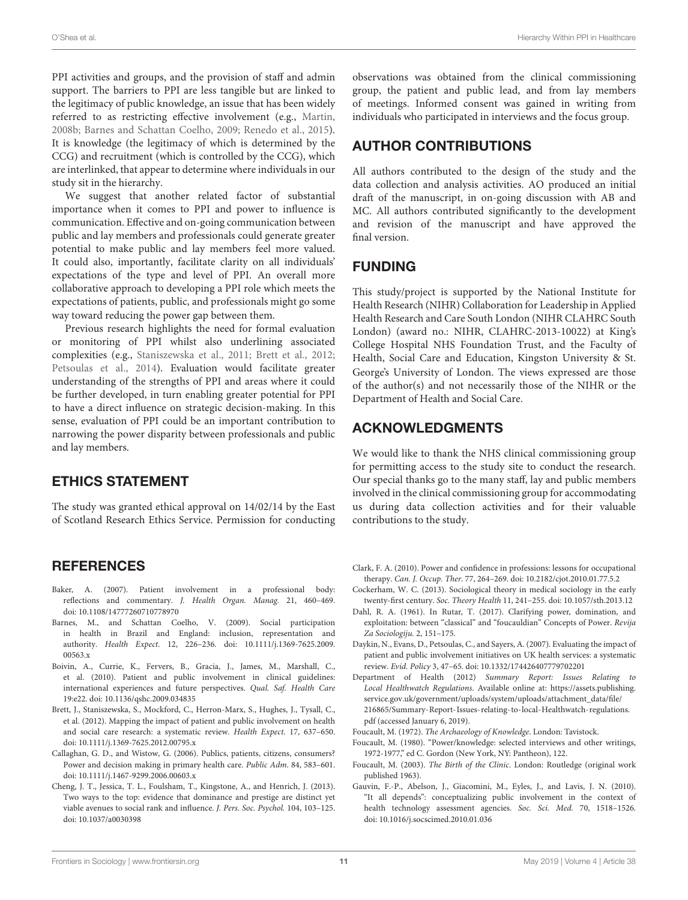PPI activities and groups, and the provision of staff and admin support. The barriers to PPI are less tangible but are linked to the legitimacy of public knowledge, an issue that has been widely referred to as restricting effective involvement (e.g., Martin, 2008b; Barnes and Schattan Coelho, 2009; Renedo et al., 2015). It is knowledge (the legitimacy of which is determined by the CCG) and recruitment (which is controlled by the CCG), which are interlinked, that appear to determine where individuals in our study sit in the hierarchy.

We suggest that another related factor of substantial importance when it comes to PPI and power to influence is communication. Effective and on-going communication between public and lay members and professionals could generate greater potential to make public and lay members feel more valued. It could also, importantly, facilitate clarity on all individuals' expectations of the type and level of PPI. An overall more collaborative approach to developing a PPI role which meets the expectations of patients, public, and professionals might go some way toward reducing the power gap between them.

Previous research highlights the need for formal evaluation or monitoring of PPI whilst also underlining associated complexities (e.g., Staniszewska et al., 2011; Brett et al., 2012; Petsoulas et al., 2014). Evaluation would facilitate greater understanding of the strengths of PPI and areas where it could be further developed, in turn enabling greater potential for PPI to have a direct influence on strategic decision-making. In this sense, evaluation of PPI could be an important contribution to narrowing the power disparity between professionals and public and lay members.

## ETHICS STATEMENT

The study was granted ethical approval on 14/02/14 by the East of Scotland Research Ethics Service. Permission for conducting observations was obtained from the clinical commissioning group, the patient and public lead, and from lay members of meetings. Informed consent was gained in writing from individuals who participated in interviews and the focus group.

## AUTHOR CONTRIBUTIONS

All authors contributed to the design of the study and the data collection and analysis activities. AO produced an initial draft of the manuscript, in on-going discussion with AB and MC. All authors contributed significantly to the development and revision of the manuscript and have approved the final version.

## FUNDING

This study/project is supported by the National Institute for Health Research (NIHR) Collaboration for Leadership in Applied Health Research and Care South London (NIHR CLAHRC South London) (award no.: NIHR, CLAHRC-2013-10022) at King's College Hospital NHS Foundation Trust, and the Faculty of Health, Social Care and Education, Kingston University & St. George's University of London. The views expressed are those of the author(s) and not necessarily those of the NIHR or the Department of Health and Social Care.

## ACKNOWLEDGMENTS

We would like to thank the NHS clinical commissioning group for permitting access to the study site to conduct the research. Our special thanks go to the many staff, lay and public members involved in the clinical commissioning group for accommodating us during data collection activities and for their valuable contributions to the study.

## REFERENCES

Baker, A. (2007). Patient involvement in a professional body: reflections and commentary. *J. Health Organ. Manag.* 21, 460–469. doi: 10.1108/14777260710778970

Barnes, M., and Schattan Coelho, V. (2009). Social participation in health in Brazil and England: inclusion, representation and authority. *Health Expect*. 12, 226–236. doi: 10.1111/j.1369-7625.2009.00563.x

Boivin, A., Currie, K., Fervers, B., Gracia, J., James, M., Marshall, C., et al. (2010). Patient and public involvement in clinical guidelines: international experiences and future perspectives. *Qual. Saf. Health Care* 19:e22. doi: 10.1136/qshc.2009.034835

Brett, J., Staniszewska, S., Mockford, C., Herron-Marx, S., Hughes, J., Tysall, C., et al. (2012). Mapping the impact of patient and public involvement on health and social care research: a systematic review. *Health Expect*. 17, 637–650. doi: 10.1111/j.1369-7625.2012.00795.x

Callaghan, G. D., and Wistow, G. (2006). Publics, patients, citizens, consumers? Power and decision making in primary health care. *Public Adm*. 84, 583–601. doi: 10.1111/j.1467-9299.2006.00603.x

Cheng, J. T., Jessica, T. L., Foulsham, T., Kingstone, A., and Henrich, J. (2013). Two ways to the top: evidence that dominance and prestige are distinct yet viable avenues to social rank and influence. *J. Pers. Soc. Psychol.* 104, 103–125. doi: 10.1037/a0030398

Clark, F. A. (2010). Power and confidence in professions: lessons for occupational therapy. *Can. J. Occup. Ther*. 77, 264–269. doi: 10.2182/cjot.2010.01.77.5.2

Cockerham, W. C. (2013). Sociological theory in medical sociology in the early twenty-first century. *Soc. Theory Health* 11, 241–255. doi: 10.1057/sth.2013.12

Dahl, R. A. (1961). In Rutar, T. (2017). Clarifying power, domination, and exploitation: between "classical" and "foucauldian" Concepts of Power. *Revija Za Sociologiju*. 2, 151–175.

Daykin, N., Evans, D., Petsoulas, C., and Sayers, A. (2007). Evaluating the impact of patient and public involvement initiatives on UK health services: a systematic review. *Evid. Policy* 3, 47–65. doi: 10.1332/174426407779702201

Department of Health (2012) *Summary Report: Issues Relating to Local Healthwatch Regulations*. Available online at: https://assets.publishing.service.gov.uk/government/uploads/system/uploads/attachment_data/file/216865/Summary-Report-Issues-relating-to-local-Healthwatch-regulations.pdf (accessed January 6, 2019).

Foucault, M. (1972). *The Archaeology of Knowledge*. London: Tavistock.

Foucault, M. (1980). "Power/knowledge: selected interviews and other writings, 1972-1977," ed C. Gordon (New York, NY: Pantheon), 122.

Foucault, M. (2003). *The Birth of the Clinic*. London: Routledge (original work published 1963).

Gauvin, F.-P., Abelson, J., Giacomini, M., Eyles, J., and Lavis, J. N. (2010). "It all depends": conceptualizing public involvement in the context of health technology assessment agencies. *Soc. Sci. Med.* 70, 1518–1526. doi: 10.1016/j.socscimed.2010.01.036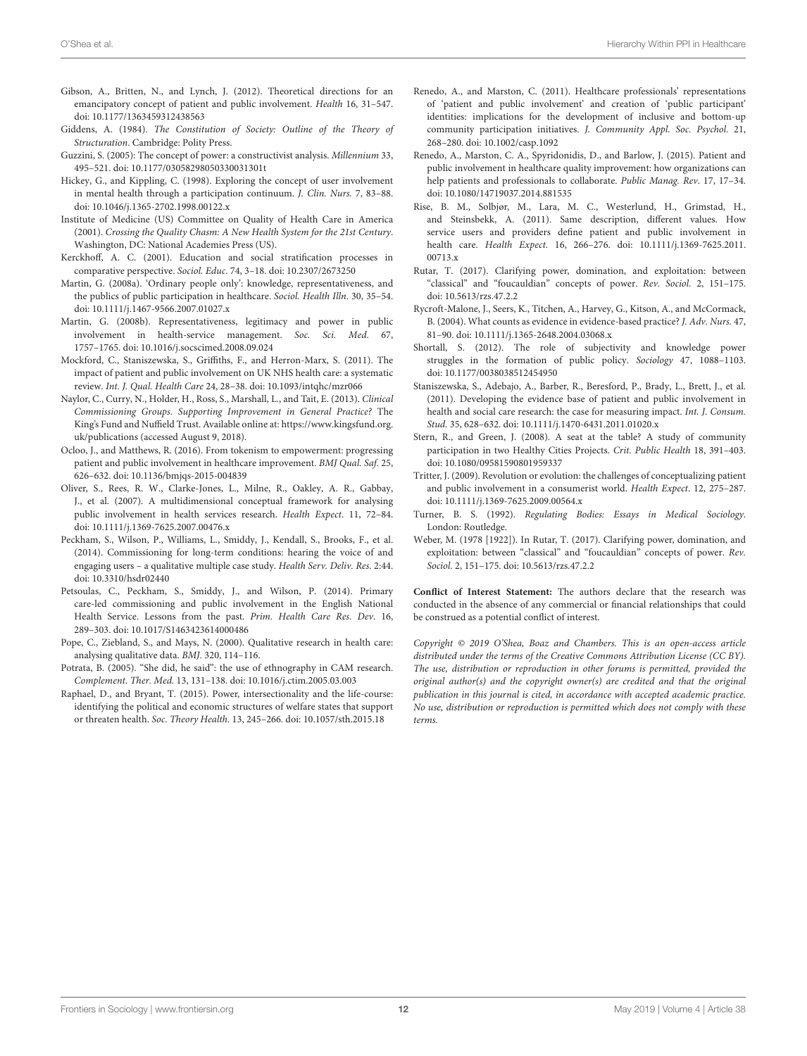Gibson, A., Britten, N., and Lynch, J. (2012). Theoretical directions for an emancipatory concept of patient and public involvement. *Health* 16, 31–547. doi: 10.1177/1363459312438563

Giddens, A. (1984). *The Constitution of Society: Outline of the Theory of Structuration*. Cambridge: Polity Press.

Guzzini, S. (2005): The concept of power: a constructivist analysis. *Millennium* 33, 495–521. doi: 10.1177/03058298050330031301t

Hickey, G., and Kippling, C. (1998). Exploring the concept of user involvement in mental health through a participation continuum. *J. Clin. Nurs.* 7, 83–88. doi: 10.1046/j.1365-2702.1998.00122.x

Institute of Medicine (US) Committee on Quality of Health Care in America (2001). *Crossing the Quality Chasm: A New Health System for the 21st Century*. Washington, DC: National Academies Press (US).

Kerckhoff, A. C. (2001). Education and social stratification processes in comparative perspective. *Sociol. Educ*. 74, 3–18. doi: 10.2307/2673250

Martin, G. (2008a). 'Ordinary people only': knowledge, representativeness, and the publics of public participation in healthcare. *Sociol. Health Illn*. 30, 35–54. doi: 10.1111/j.1467-9566.2007.01027.x

Martin, G. (2008b). Representativeness, legitimacy and power in public involvement in health-service management. *Soc. Sci. Med.* 67, 1757–1765. doi: 10.1016/j.socscimed.2008.09.024

Mockford, C., Staniszewska, S., Griffiths, F., and Herron-Marx, S. (2011). The impact of patient and public involvement on UK NHS health care: a systematic review. *Int. J. Qual. Health Care* 24, 28–38. doi: 10.1093/intqhc/mzr066

Naylor, C., Curry, N., Holder, H., Ross, S., Marshall, L., and Tait, E. (2013). *Clinical Commissioning Groups. Supporting Improvement in General Practice?* The King's Fund and Nuffield Trust. Available online at: https://www.kingsfund.org.uk/publications (accessed August 9, 2018).

Ocloo, J., and Matthews, R. (2016). From tokenism to empowerment: progressing patient and public involvement in healthcare improvement. *BMJ Qual. Saf.* 25, 626–632. doi: 10.1136/bmjqs-2015-004839

Oliver, S., Rees, R. W., Clarke-Jones, L., Milne, R., Oakley, A. R., Gabbay, J., et al. (2007). A multidimensional conceptual framework for analysing public involvement in health services research. *Health Expect*. 11, 72–84. doi: 10.1111/j.1369-7625.2007.00476.x

Peckham, S., Wilson, P., Williams, L., Smiddy, J., Kendall, S., Brooks, F., et al. (2014). Commissioning for long-term conditions: hearing the voice of and engaging users – a qualitative multiple case study. *Health Serv. Deliv. Res*. 2:44. doi: 10.3310/hsdr02440

Petsoulas, C., Peckham, S., Smiddy, J., and Wilson, P. (2014). Primary care-led commissioning and public involvement in the English National Health Service. Lessons from the past. *Prim. Health Care Res. Dev*. 16, 289–303. doi: 10.1017/S1463423614000486

Pope, C., Ziebland, S., and Mays, N. (2000). Qualitative research in health care: analysing qualitative data. *BMJ*. 320, 114–116.

Potrata, B. (2005). "She did, he said": the use of ethnography in CAM research. *Complement. Ther. Med.* 13, 131–138. doi: 10.1016/j.ctim.2005.03.003

Raphael, D., and Bryant, T. (2015). Power, intersectionality and the life-course: identifying the political and economic structures of welfare states that support or threaten health. *Soc. Theory Health.* 13, 245–266. doi: 10.1057/sth.2015.18

Renedo, A., and Marston, C. (2011). Healthcare professionals' representations of 'patient and public involvement' and creation of 'public participant' identities: implications for the development of inclusive and bottom-up community participation initiatives. *J. Community Appl. Soc. Psychol.* 21, 268–280. doi: 10.1002/casp.1092

Renedo, A., Marston, C. A., Spyridonidis, D., and Barlow, J. (2015). Patient and public involvement in healthcare quality improvement: how organizations can help patients and professionals to collaborate. *Public Manag. Rev*. 17, 17–34. doi: 10.1080/14719037.2014.881535

Rise, B. M., Solbjør, M., Lara, M. C., Westerlund, H., Grimstad, H., and Steinsbekk, A. (2011). Same description, different values. How service users and providers define patient and public involvement in health care. *Health Expect.* 16, 266–276. doi: 10.1111/j.1369-7625.2011.00713.x

Rutar, T. (2017). Clarifying power, domination, and exploitation: between "classical" and "foucauldian" concepts of power. *Rev. Sociol.* 2, 151–175. doi: 10.5613/rzs.47.2.2

Rycroft-Malone, J., Seers, K., Titchen, A., Harvey, G., Kitson, A., and McCormack, B. (2004). What counts as evidence in evidence-based practice? *J. Adv. Nurs.* 47, 81–90. doi: 10.1111/j.1365-2648.2004.03068.x

Shortall, S. (2012). The role of subjectivity and knowledge power struggles in the formation of public policy. *Sociology* 47, 1088–1103. doi: 10.1177/0038038512454950

Staniszewska, S., Adebajo, A., Barber, R., Beresford, P., Brady, L., Brett, J., et al. (2011). Developing the evidence base of patient and public involvement in health and social care research: the case for measuring impact. *Int. J. Consum. Stud.* 35, 628–632. doi: 10.1111/j.1470-6431.2011.01020.x

Stern, R., and Green, J. (2008). A seat at the table? A study of community participation in two Healthy Cities Projects. *Crit. Public Health* 18, 391–403. doi: 10.1080/09581590801959337

Tritter, J. (2009). Revolution or evolution: the challenges of conceptualizing patient and public involvement in a consumerist world. *Health Expect*. 12, 275–287. doi: 10.1111/j.1369-7625.2009.00564.x

Turner, B. S. (1992). *Regulating Bodies: Essays in Medical Sociology*. London: Routledge.

Weber, M. (1978 [1922]). In Rutar, T. (2017). Clarifying power, domination, and exploitation: between "classical" and "foucauldian" concepts of power. *Rev. Sociol.* 2, 151–175. doi: 10.5613/rzs.47.2.2

**Conflict of Interest Statement:** The authors declare that the research was conducted in the absence of any commercial or financial relationships that could be construed as a potential conflict of interest.

*Copyright © 2019 O'Shea, Boaz and Chambers. This is an open-access article distributed under the terms of the Creative Commons Attribution License (CC BY). The use, distribution or reproduction in other forums is permitted, provided the original author(s) and the copyright owner(s) are credited and that the original publication in this journal is cited, in accordance with accepted academic practice. No use, distribution or reproduction is permitted which does not comply with these terms.*